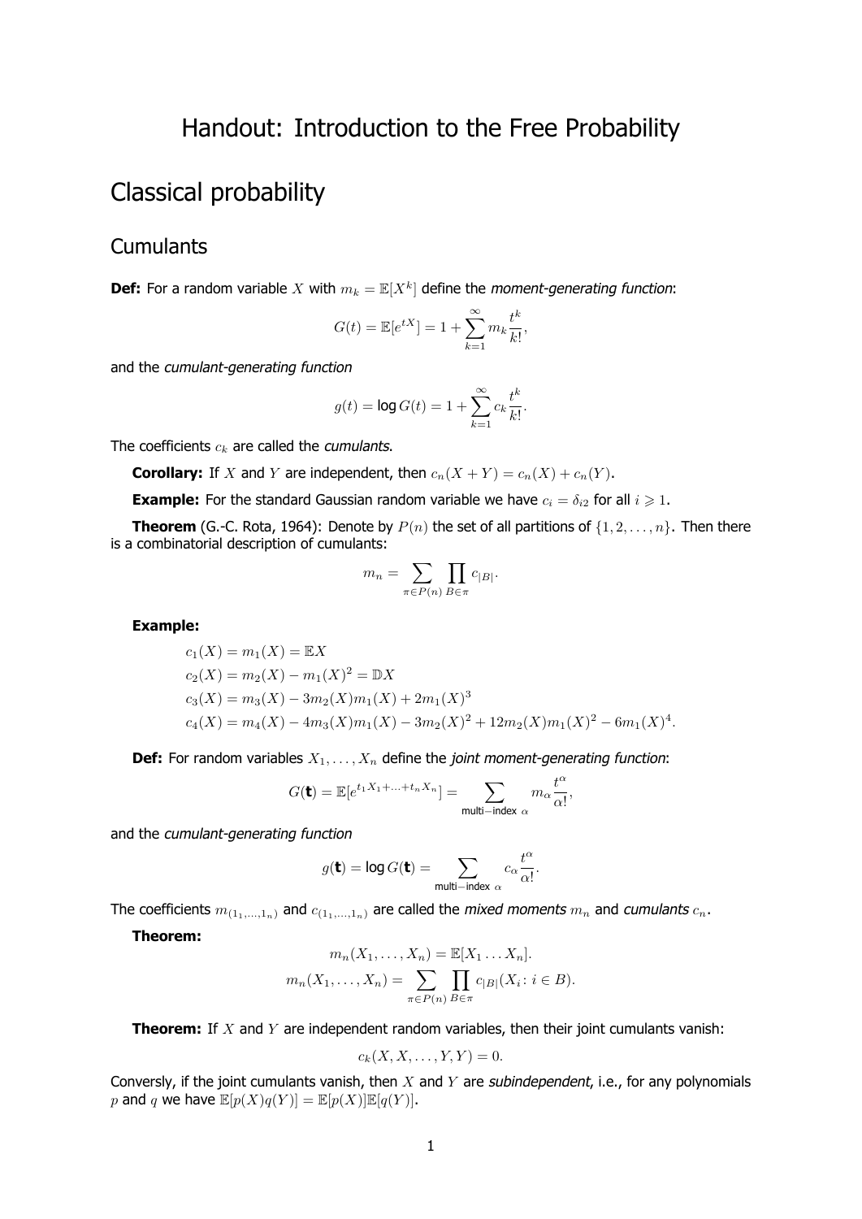# Handout: Introduction to the Free Probability

## Classical probability

### Cumulants

**Def:** For a random variable $X$ with $m_k = \mathbb{E}[X^k]$ define the *moment-generating function*:

$$G(t) = \mathbb{E}[e^{tX}] = 1 + \sum_{k=1}^{\infty} m_k \frac{t^k}{k!},$$

and the *cumulant-generating function*

$$g(t) = \log G(t) = 1 + \sum_{k=1}^{\infty} c_k \frac{t^k}{k!}.$$

The coefficients $c_k$ are called the *cumulants*.

**Corollary:** If $X$ and $Y$ are independent, then $c_n(X+Y) = c_n(X) + c_n(Y)$.

**Example:** For the standard Gaussian random variable we have $c_i = \delta_{i2}$ for all $i \geqslant 1$.

**Theorem** (G.-C. Rota, 1964): Denote by $P(n)$ the set of all partitions of $\{1, 2, \ldots, n\}$. Then there is a combinatorial description of cumulants:

$$m_n = \sum_{\pi \in P(n)} \prod_{B \in \pi} c_{|B|}.$$

**Example:**

$$\begin{aligned}
c_1(X) &= m_1(X) = \mathbb{E}X \\
c_2(X) &= m_2(X) - m_1(X)^2 = \mathbb{D}X \\
c_3(X) &= m_3(X) - 3m_2(X)m_1(X) + 2m_1(X)^3 \\
c_4(X) &= m_4(X) - 4m_3(X)m_1(X) - 3m_2(X)^2 + 12m_2(X)m_1(X)^2 - 6m_1(X)^4.
\end{aligned}$$

**Def:** For random variables $X_1, \ldots, X_n$ define the *joint moment-generating function*:

$$G(\mathbf{t}) = \mathbb{E}[e^{t_1 X_1 + \ldots + t_n X_n}] = \sum_{\text{multi-index } \alpha} m_\alpha \frac{t^\alpha}{\alpha!},$$

and the *cumulant-generating function*

$$g(\mathbf{t}) = \log G(\mathbf{t}) = \sum_{\text{multi-index } \alpha} c_\alpha \frac{t^\alpha}{\alpha!}.$$

The coefficients $m_{(1_1, \ldots, 1_n)}$ and $c_{(1_1, \ldots, 1_n)}$ are called the *mixed moments* $m_n$ and *cumulants* $c_n$.

**Theorem:**

$$m_n(X_1, \ldots, X_n) = \mathbb{E}[X_1 \ldots X_n].$$

$$m_n(X_1, \ldots, X_n) = \sum_{\pi \in P(n)} \prod_{B \in \pi} c_{|B|}(X_i \colon i \in B).$$

**Theorem:** If $X$ and $Y$ are independent random variables, then their joint cumulants vanish:

$$c_k(X, X, \ldots, Y, Y) = 0.$$

Conversely, if the joint cumulants vanish, then $X$ and $Y$ are *subindependent*, i.e., for any polynomials $p$ and $q$ we have $\mathbb{E}[p(X)q(Y)] = \mathbb{E}[p(X)]\mathbb{E}[q(Y)]$.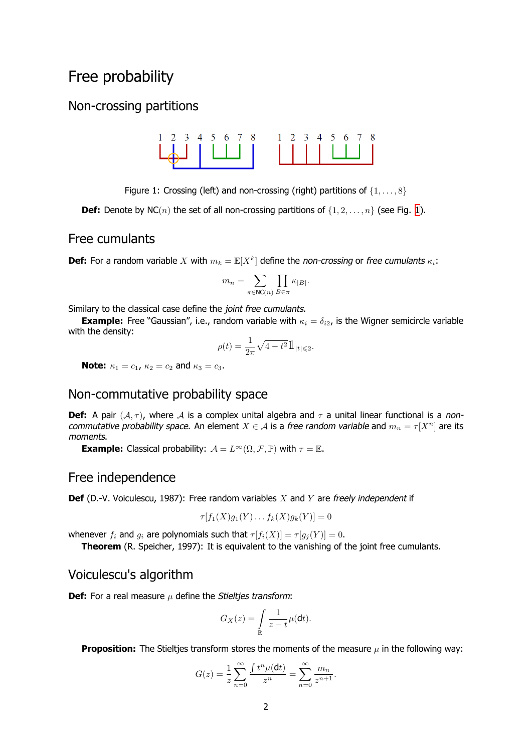# Free probability

## Non-crossing partitions

Figure 1: Crossing (left) and non-crossing (right) partitions of $\{1, \ldots, 8\}$

**Def:** Denote by $\mathsf{NC}(n)$ the set of all non-crossing partitions of $\{1, 2, \ldots, n\}$ (see Fig. 1).

## Free cumulants

**Def:** For a random variable $X$ with $m_k = \mathbb{E}[X^k]$ define the *non-crossing* or *free cumulants* $\kappa_i$:

$$m_n = \sum_{\pi \in \mathsf{NC}(n)} \prod_{B \in \pi} \kappa_{|B|}.$$

Similary to the classical case define the *joint free cumulants*.

**Example:** Free "Gaussian", i.e., random variable with $\kappa_i = \delta_{i2}$, is the Wigner semicircle variable with the density:

$$\rho(t) = \frac{1}{2\pi} \sqrt{4 - t^2} \mathbb{1}_{|t| \leqslant 2}.$$

**Note:** $\kappa_1 = c_1$, $\kappa_2 = c_2$ and $\kappa_3 = c_3$.

## Non-commutative probability space

**Def:** A pair $(\mathcal{A}, \tau)$, where $\mathcal{A}$ is a complex unital algebra and $\tau$ a unital linear functional is a *non-commutative probability space*. An element $X \in \mathcal{A}$ is a *free random variable* and $m_n = \tau[X^n]$ are its *moments*.

**Example:** Classical probability: $\mathcal{A} = L^\infty(\Omega, \mathcal{F}, \mathbb{P})$ with $\tau = \mathbb{E}$.

## Free independence

**Def** (D.-V. Voiculescu, 1987): Free random variables $X$ and $Y$ are *freely independent* if

$$\tau[f_1(X)g_1(Y) \ldots f_k(X)g_k(Y)] = 0$$

whenever $f_i$ and $g_i$ are polynomials such that $\tau[f_i(X)] = \tau[g_j(Y)] = 0$.

**Theorem** (R. Speicher, 1997): It is equivalent to the vanishing of the joint free cumulants.

## Voiculescu's algorithm

**Def:** For a real measure $\mu$ define the *Stieltjes transform*:

$$G_X(z) = \int_{\mathbb{R}} \frac{1}{z - t} \mu(\mathsf{d}t).$$

**Proposition:** The Stieltjes transform stores the moments of the measure $\mu$ in the following way:

$$G(z) = \frac{1}{z} \sum_{n=0}^{\infty} \frac{\int t^n \mu(\mathsf{d}t)}{z^n} = \sum_{n=0}^{\infty} \frac{m_n}{z^{n+1}}.$$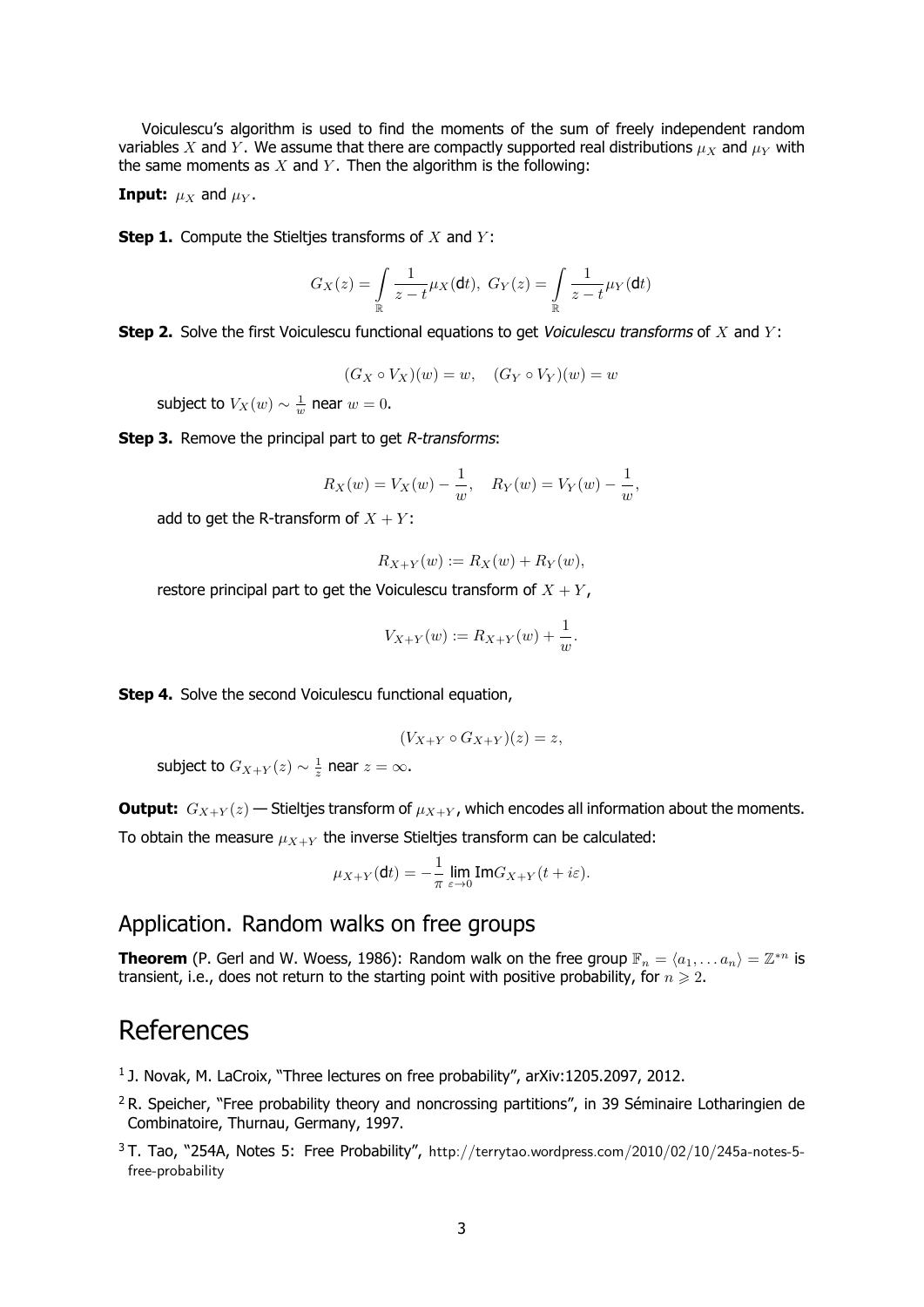Voiculescu's algorithm is used to find the moments of the sum of freely independent random variables $X$ and $Y$. We assume that there are compactly supported real distributions $\mu_X$ and $\mu_Y$ with the same moments as $X$ and $Y$. Then the algorithm is the following:

**Input:** $\mu_X$ and $\mu_Y$.

**Step 1.** Compute the Stieltjes transforms of $X$ and $Y$:

$$G_X(z) = \int_{\mathbb{R}} \frac{1}{z-t} \mu_X(\mathrm{d}t), \; G_Y(z) = \int_{\mathbb{R}} \frac{1}{z-t} \mu_Y(\mathrm{d}t)$$

**Step 2.** Solve the first Voiculescu functional equations to get *Voiculescu transforms* of $X$ and $Y$:

$$(G_X \circ V_X)(w) = w, \quad (G_Y \circ V_Y)(w) = w$$

subject to $V_X(w) \sim \frac{1}{w}$ near $w = 0$.

**Step 3.** Remove the principal part to get *R-transforms*:

$$R_X(w) = V_X(w) - \frac{1}{w}, \quad R_Y(w) = V_Y(w) - \frac{1}{w},$$

add to get the R-transform of $X + Y$:

$$R_{X+Y}(w) := R_X(w) + R_Y(w),$$

restore principal part to get the Voiculescu transform of $X + Y$,

$$V_{X+Y}(w) := R_{X+Y}(w) + \frac{1}{w}.$$

**Step 4.** Solve the second Voiculescu functional equation,

$$(V_{X+Y} \circ G_{X+Y})(z) = z,$$

subject to $G_{X+Y}(z) \sim \frac{1}{z}$ near $z = \infty$.

**Output:** $G_{X+Y}(z)$ — Stieltjes transform of $\mu_{X+Y}$, which encodes all information about the moments.

To obtain the measure $\mu_{X+Y}$ the inverse Stieltjes transform can be calculated:

$$\mu_{X+Y}(\mathrm{d}t) = -\frac{1}{\pi} \lim_{\varepsilon \to 0} \mathrm{Im} G_{X+Y}(t + i\varepsilon).$$

## Application. Random walks on free groups

**Theorem** (P. Gerl and W. Woess, 1986): Random walk on the free group $\mathbb{F}_n = \langle a_1, \dots a_n \rangle = \mathbb{Z}^{*n}$ is transient, i.e., does not return to the starting point with positive probability, for $n \geqslant 2$.

# References

[1] J. Novak, M. LaCroix, "Three lectures on free probability", arXiv:1205.2097, 2012.

[2] R. Speicher, "Free probability theory and noncrossing partitions", in 39 Séminaire Lotharingien de Combinatoire, Thurnau, Germany, 1997.

[3] T. Tao, "254A, Notes 5: Free Probability", http://terrytao.wordpress.com/2010/02/10/245a-notes-5-free-probability